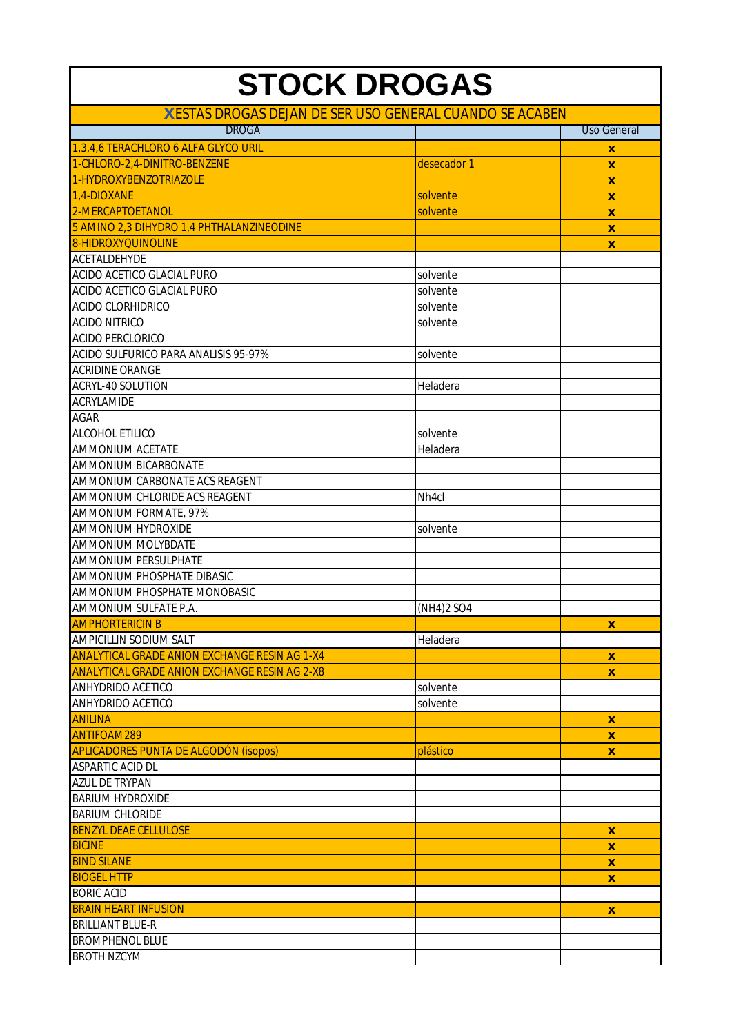# STOCK DROGAS

**X** ESTAS DROGAS DEJAN DE SER USO GENERAL CUANDO SE ACABEN

| DROGA | | Uso General |
|---|---|---|
| 1,3,4,6 TERACHLORO 6 ALFA GLYCO URIL | | x |
| 1-CHLORO-2,4-DINITRO-BENZENE | desecador 1 | x |
| 1-HYDROXYBENZOTRIAZOLE | | x |
| 1,4-DIOXANE | solvente | x |
| 2-MERCAPTOETANOL | solvente | x |
| 5 AMINO 2,3 DIHYDRO 1,4 PHTHALANZINEODINE | | x |
| 8-HIDROXYQUINOLINE | | x |
| ACETALDEHYDE | | |
| ACIDO ACETICO GLACIAL PURO | solvente | |
| ACIDO ACETICO GLACIAL PURO | solvente | |
| ACIDO CLORHIDRICO | solvente | |
| ACIDO NITRICO | solvente | |
| ACIDO PERCLORICO | | |
| ACIDO SULFURICO PARA ANALISIS 95-97% | solvente | |
| ACRIDINE ORANGE | | |
| ACRYL-40 SOLUTION | Heladera | |
| ACRYLAMIDE | | |
| AGAR | | |
| ALCOHOL ETILICO | solvente | |
| AMMONIUM ACETATE | Heladera | |
| AMMONIUM BICARBONATE | | |
| AMMONIUM CARBONATE ACS REAGENT | | |
| AMMONIUM CHLORIDE ACS REAGENT | Nh4cl | |
| AMMONIUM FORMATE, 97% | | |
| AMMONIUM HYDROXIDE | solvente | |
| AMMONIUM MOLYBDATE | | |
| AMMONIUM PERSULPHATE | | |
| AMMONIUM PHOSPHATE DIBASIC | | |
| AMMONIUM PHOSPHATE MONOBASIC | | |
| AMMONIUM SULFATE P.A. | $(NH_4)_2SO_4$ | |
| AMPHORTERICIN B | | x |
| AMPICILLIN SODIUM SALT | Heladera | |
| ANALYTICAL GRADE ANION EXCHANGE RESIN AG 1-X4 | | x |
| ANALYTICAL GRADE ANION EXCHANGE RESIN AG 2-X8 | | x |
| ANHYDRIDO ACETICO | solvente | |
| ANHYDRIDO ACETICO | solvente | |
| ANILINA | | x |
| ANTIFOAM 289 | | x |
| APLICADORES PUNTA DE ALGODÓN (isopos) | plástico | x |
| ASPARTIC ACID DL | | |
| AZUL DE TRYPAN | | |
| BARIUM HYDROXIDE | | |
| BARIUM CHLORIDE | | |
| BENZYL DEAE CELLULOSE | | x |
| BICINE | | x |
| BIND SILANE | | x |
| BIOGEL HTTP | | x |
| BORIC ACID | | |
| BRAIN HEART INFUSION | | x |
| BRILLIANT BLUE-R | | |
| BROMPHENOL BLUE | | |
| BROTH NZCYM | | |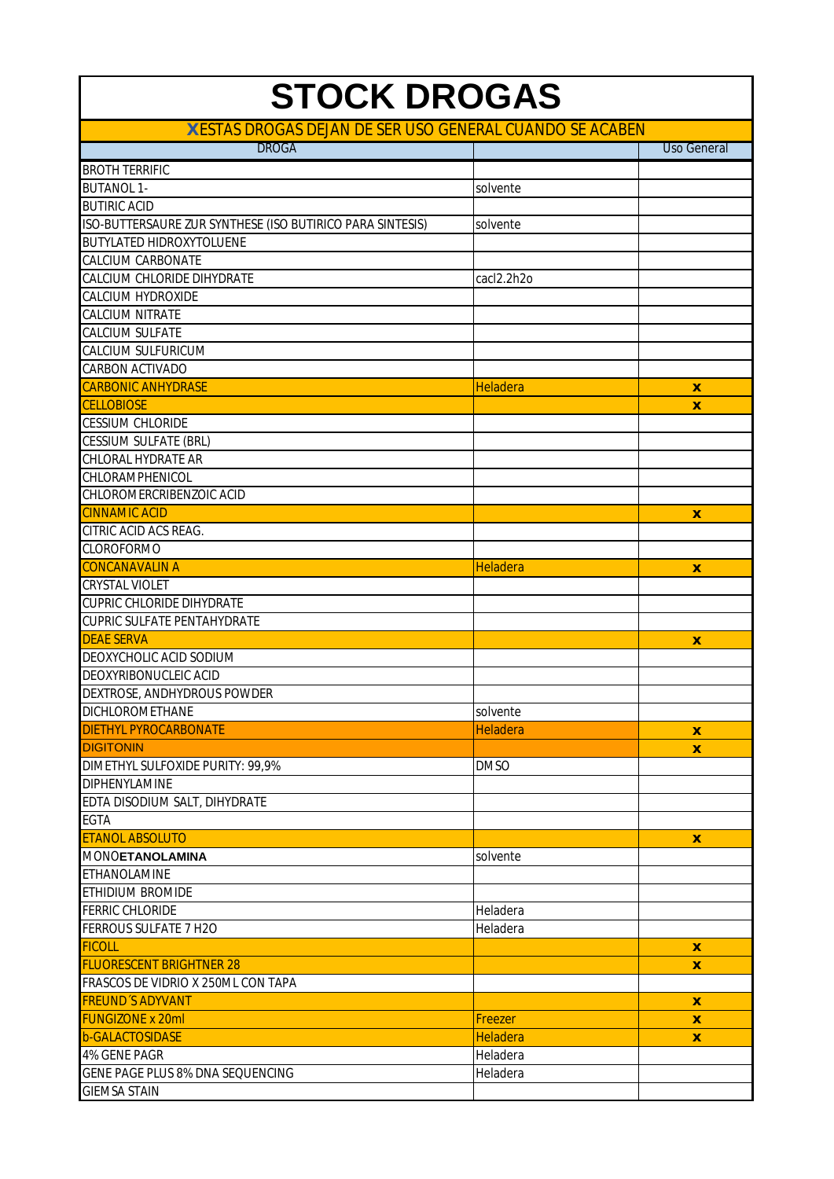# STOCK DROGAS

**X** ESTAS DROGAS DEJAN DE SER USO GENERAL CUANDO SE ACABEN

| DROGA | | Uso General |
|---|---|---|
| BROTH TERRIFIC | | |
| BUTANOL 1- | solvente | |
| BUTIRIC ACID | | |
| ISO-BUTTERSAURE ZUR SYNTHESE (ISO BUTIRICO PARA SINTESIS) | solvente | |
| BUTYLATED HIDROXYTOLUENE | | |
| CALCIUM CARBONATE | | |
| CALCIUM CHLORIDE DIHYDRATE | cacl2.2h2o | |
| CALCIUM HYDROXIDE | | |
| CALCIUM NITRATE | | |
| CALCIUM SULFATE | | |
| CALCIUM SULFURICUM | | |
| CARBON ACTIVADO | | |
| CARBONIC ANHYDRASE | Heladera | x |
| CELLOBIOSE | | x |
| CESSIUM CHLORIDE | | |
| CESSIUM SULFATE (BRL) | | |
| CHLORAL HYDRATE AR | | |
| CHLORAMPHENICOL | | |
| CHLOROMERCRIBENZOIC ACID | | |
| CINNAMIC ACID | | x |
| CITRIC ACID ACS REAG. | | |
| CLOROFORMO | | |
| CONCANAVALIN A | Heladera | x |
| CRYSTAL VIOLET | | |
| CUPRIC CHLORIDE DIHYDRATE | | |
| CUPRIC SULFATE PENTAHYDRATE | | |
| DEAE SERVA | | x |
| DEOXYCHOLIC ACID SODIUM | | |
| DEOXYRIBONUCLEIC ACID | | |
| DEXTROSE, ANDHYDROUS POWDER | | |
| DICHLOROMETHANE | solvente | |
| DIETHYL PYROCARBONATE | Heladera | x |
| DIGITONIN | | x |
| DIMETHYL SULFOXIDE PURITY: 99,9% | DMSO | |
| DIPHENYLAMINE | | |
| EDTA DISODIUM SALT, DIHYDRATE | | |
| EGTA | | |
| ETANOL ABSOLUTO | | x |
| MONO**ETANOLAMINA** | solvente | |
| ETHANOLAMINE | | |
| ETHIDIUM BROMIDE | | |
| FERRIC CHLORIDE | Heladera | |
| FERROUS SULFATE 7 H2O | Heladera | |
| FICOLL | | x |
| FLUORESCENT BRIGHTNER 28 | | x |
| FRASCOS DE VIDRIO X 250ML CON TAPA | | |
| FREUND´S ADYVANT | | x |
| FUNGIZONE x 20ml | Freezer | x |
| b-GALACTOSIDASE | Heladera | x |
| 4% GENE PAGR | Heladera | |
| GENE PAGE PLUS 8% DNA SEQUENCING | Heladera | |
| GIEMSA STAIN | | |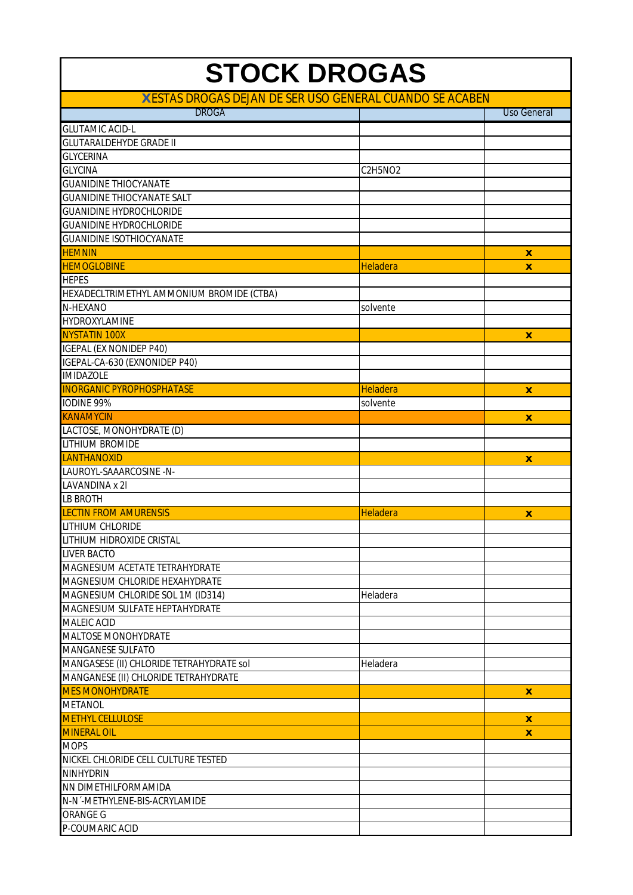# STOCK DROGAS

**X** ESTAS DROGAS DEJAN DE SER USO GENERAL CUANDO SE ACABEN

| DROGA | | Uso General |
|---|---|---|
| GLUTAMIC ACID-L | | |
| GLUTARALDEHYDE GRADE II | | |
| GLYCERINA | | |
| GLYCINA | $C_2H_5NO_2$ | |
| GUANIDINE THIOCYANATE | | |
| GUANIDINE THIOCYANATE SALT | | |
| GUANIDINE HYDROCHLORIDE | | |
| GUANIDINE HYDROCHLORIDE | | |
| GUANIDINE ISOTHIOCYANATE | | |
| HEMNIN | | x |
| HEMOGLOBINE | Heladera | x |
| HEPES | | |
| HEXADECLTRIMETHYL AMMONIUM BROMIDE (CTBA) | | |
| N-HEXANO | solvente | |
| HYDROXYLAMINE | | |
| NYSTATIN 100X | | x |
| IGEPAL (EX NONIDEP P40) | | |
| IGEPAL-CA-630 (EXNONIDEP P40) | | |
| IMIDAZOLE | | |
| INORGANIC PYROPHOSPHATASE | Heladera | x |
| IODINE 99% | solvente | |
| KANAMYCIN | | x |
| LACTOSE, MONOHYDRATE (D) | | |
| LITHIUM BROMIDE | | |
| LANTHANOXID | | x |
| LAUROYL-SAAARCOSINE -N- | | |
| LAVANDINA x 2l | | |
| LB BROTH | | |
| LECTIN FROM AMURENSIS | Heladera | x |
| LITHIUM CHLORIDE | | |
| LITHIUM HIDROXIDE CRISTAL | | |
| LIVER BACTO | | |
| MAGNESIUM ACETATE TETRAHYDRATE | | |
| MAGNESIUM CHLORIDE HEXAHYDRATE | | |
| MAGNESIUM CHLORIDE SOL 1M (ID314) | Heladera | |
| MAGNESIUM SULFATE HEPTAHYDRATE | | |
| MALEIC ACID | | |
| MALTOSE MONOHYDRATE | | |
| MANGANESE SULFATO | | |
| MANGASESE (II) CHLORIDE TETRAHYDRATE sol | Heladera | |
| MANGANESE (II) CHLORIDE TETRAHYDRATE | | |
| MES MONOHYDRATE | | x |
| METANOL | | |
| METHYL CELLULOSE | | x |
| MINERAL OIL | | x |
| MOPS | | |
| NICKEL CHLORIDE CELL CULTURE TESTED | | |
| NINHYDRIN | | |
| NN DIMETHILFORMAMIDA | | |
| N-N´-METHYLENE-BIS-ACRYLAMIDE | | |
| ORANGE G | | |
| P-COUMARIC ACID | | |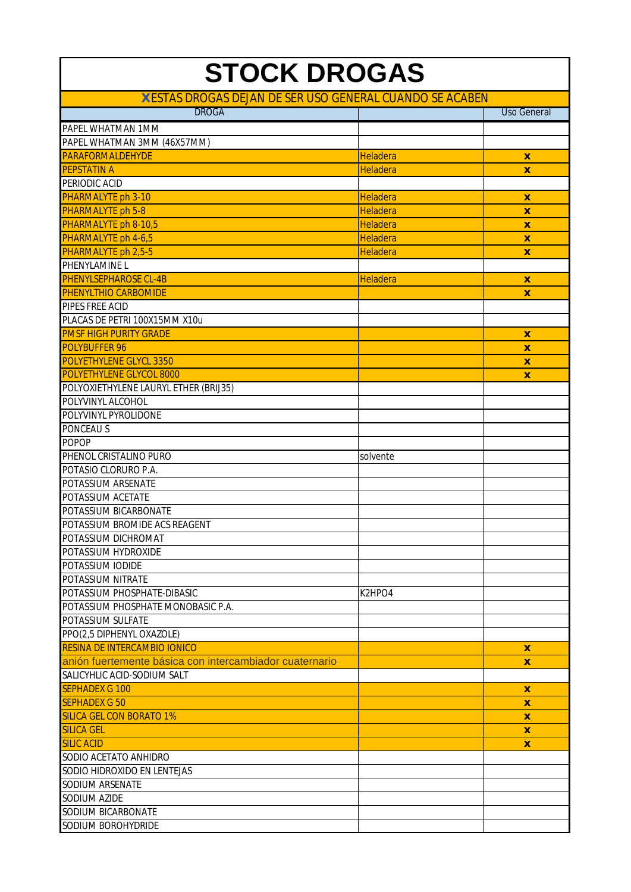# STOCK DROGAS

**X** ESTAS DROGAS DEJAN DE SER USO GENERAL CUANDO SE ACABEN

| DROGA | | Uso General |
|---|---|---|
| PAPEL WHATMAN 1MM | | |
| PAPEL WHATMAN 3MM (46X57MM) | | |
| PARAFORMALDEHYDE | Heladera | x |
| PEPSTATIN A | Heladera | x |
| PERIODIC ACID | | |
| PHARMALYTE ph 3-10 | Heladera | x |
| PHARMALYTE ph 5-8 | Heladera | x |
| PHARMALYTE ph 8-10,5 | Heladera | x |
| PHARMALYTE ph 4-6,5 | Heladera | x |
| PHARMALYTE ph 2,5-5 | Heladera | x |
| PHENYLAMINE L | | |
| PHENYLSEPHAROSE CL-4B | Heladera | x |
| PHENYLTHIO CARBOMIDE | | x |
| PIPES FREE ACID | | |
| PLACAS DE PETRI 100X15MM X10u | | |
| PMSF HIGH PURITY GRADE | | x |
| POLYBUFFER 96 | | x |
| POLYETHYLENE GLYCL 3350 | | x |
| POLYETHYLENE GLYCOL 8000 | | x |
| POLYOXIETHYLENE LAURYL ETHER (BRIJ35) | | |
| POLYVINYL ALCOHOL | | |
| POLYVINYL PYROLIDONE | | |
| PONCEAU S | | |
| POPOP | | |
| PHENOL CRISTALINO PURO | solvente | |
| POTASIO CLORURO P.A. | | |
| POTASSIUM ARSENATE | | |
| POTASSIUM ACETATE | | |
| POTASSIUM BICARBONATE | | |
| POTASSIUM BROMIDE ACS REAGENT | | |
| POTASSIUM DICHROMAT | | |
| POTASSIUM HYDROXIDE | | |
| POTASSIUM IODIDE | | |
| POTASSIUM NITRATE | | |
| POTASSIUM PHOSPHATE-DIBASIC | $K_2HPO_4$ | |
| POTASSIUM PHOSPHATE MONOBASIC P.A. | | |
| POTASSIUM SULFATE | | |
| PPO(2,5 DIPHENYL OXAZOLE) | | |
| RESINA DE INTERCAMBIO IONICO | | x |
| anión fuertemente básica con intercambiador cuaternario | | x |
| SALICYHLIC ACID-SODIUM SALT | | |
| SEPHADEX G 100 | | x |
| SEPHADEX G 50 | | x |
| SILICA GEL CON BORATO 1% | | x |
| SILICA GEL | | x |
| SILIC ACID | | x |
| SODIO ACETATO ANHIDRO | | |
| SODIO HIDROXIDO EN LENTEJAS | | |
| SODIUM ARSENATE | | |
| SODIUM AZIDE | | |
| SODIUM BICARBONATE | | |
| SODIUM BOROHYDRIDE | | |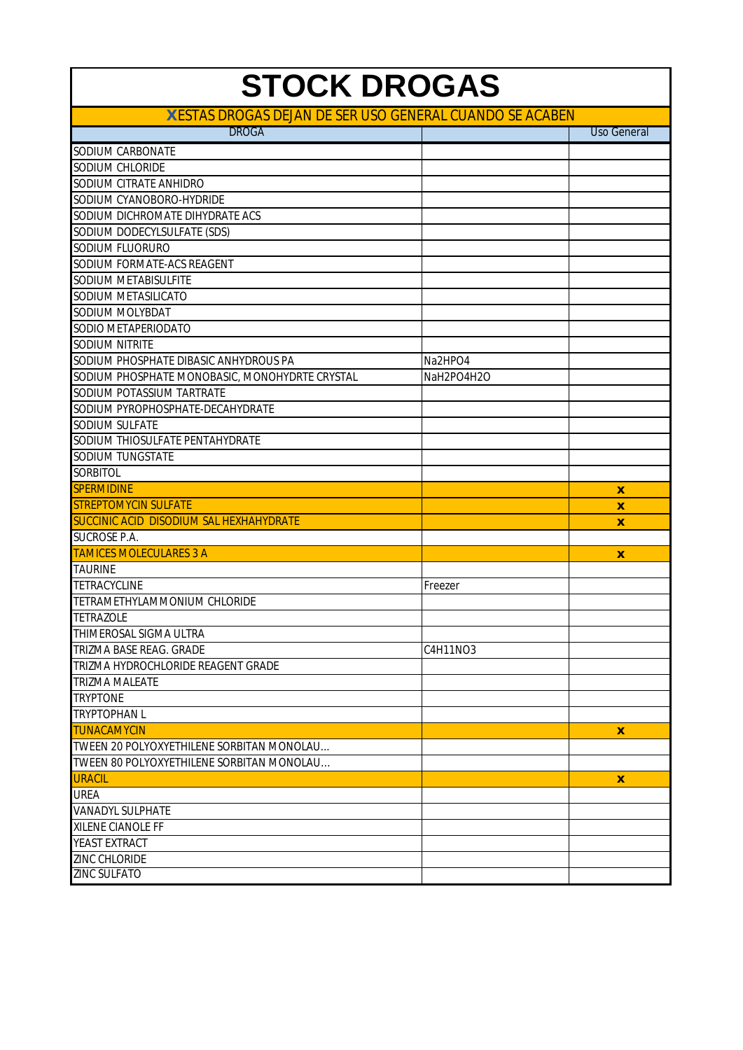# STOCK DROGAS

**X**ESTAS DROGAS DEJAN DE SER USO GENERAL CUANDO SE ACABEN

| DROGA | | Uso General |
|---|---|---|
| SODIUM CARBONATE | | |
| SODIUM CHLORIDE | | |
| SODIUM CITRATE ANHIDRO | | |
| SODIUM CYANOBORO-HYDRIDE | | |
| SODIUM DICHROMATE DIHYDRATE ACS | | |
| SODIUM DODECYLSULFATE (SDS) | | |
| SODIUM FLUORURO | | |
| SODIUM FORMATE-ACS REAGENT | | |
| SODIUM METABISULFITE | | |
| SODIUM METASILICATO | | |
| SODIUM MOLYBDAT | | |
| SODIO METAPERIODATO | | |
| SODIUM NITRITE | | |
| SODIUM PHOSPHATE DIBASIC ANHYDROUS PA | $Na_2HPO_4$ | |
| SODIUM PHOSPHATE MONOBASIC, MONOHYDRTE CRYSTAL | $NaH_2PO_4H_2O$ | |
| SODIUM POTASSIUM TARTRATE | | |
| SODIUM PYROPHOSPHATE-DECAHYDRATE | | |
| SODIUM SULFATE | | |
| SODIUM THIOSULFATE PENTAHYDRATE | | |
| SODIUM TUNGSTATE | | |
| SORBITOL | | |
| SPERMIDINE | | x |
| STREPTOMYCIN SULFATE | | x |
| SUCCINIC ACID DISODIUM SAL HEXAHYDRATE | | x |
| SUCROSE P.A. | | |
| TAMICES MOLECULARES 3 A | | x |
| TAURINE | | |
| TETRACYCLINE | Freezer | |
| TETRAMETHYLAMMONIUM CHLORIDE | | |
| TETRAZOLE | | |
| THIMEROSAL SIGMA ULTRA | | |
| TRIZMA BASE REAG. GRADE | $C_4H_{11}NO_3$ | |
| TRIZMA HYDROCHLORIDE REAGENT GRADE | | |
| TRIZMA MALEATE | | |
| TRYPTONE | | |
| TRYPTOPHAN L | | |
| TUNACAMYCIN | | x |
| TWEEN 20 POLYOXYETHILENE SORBITAN MONOLAU... | | |
| TWEEN 80 POLYOXYETHILENE SORBITAN MONOLAU... | | |
| URACIL | | x |
| UREA | | |
| VANADYL SULPHATE | | |
| XILENE CIANOLE FF | | |
| YEAST EXTRACT | | |
| ZINC CHLORIDE | | |
| ZINC SULFATO | | |